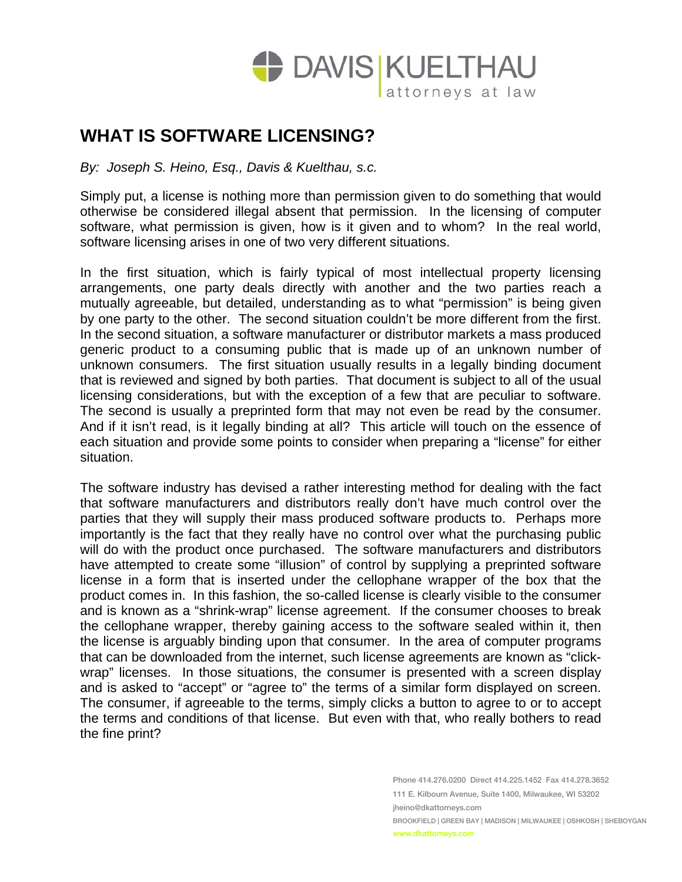# WHAT IS SOFTWARE LICENSING?

*By: Joseph S. Heino, Esq., Davis & Kuelthau, s.c.*

Simply put, a license is nothing more than permission given to do something that would otherwise be considered illegal absent that permission. In the licensing of computer software, what permission is given, how is it given and to whom? In the real world, software licensing arises in one of two very different situations.

In the first situation, which is fairly typical of most intellectual property licensing arrangements, one party deals directly with another and the two parties reach a mutually agreeable, but detailed, understanding as to what "permission" is being given by one party to the other. The second situation couldn't be more different from the first. In the second situation, a software manufacturer or distributor markets a mass produced generic product to a consuming public that is made up of an unknown number of unknown consumers. The first situation usually results in a legally binding document that is reviewed and signed by both parties. That document is subject to all of the usual licensing considerations, but with the exception of a few that are peculiar to software. The second is usually a preprinted form that may not even be read by the consumer. And if it isn't read, is it legally binding at all? This article will touch on the essence of each situation and provide some points to consider when preparing a "license" for either situation.

The software industry has devised a rather interesting method for dealing with the fact that software manufacturers and distributors really don't have much control over the parties that they will supply their mass produced software products to. Perhaps more importantly is the fact that they really have no control over what the purchasing public will do with the product once purchased. The software manufacturers and distributors have attempted to create some "illusion" of control by supplying a preprinted software license in a form that is inserted under the cellophane wrapper of the box that the product comes in. In this fashion, the so-called license is clearly visible to the consumer and is known as a "shrink-wrap" license agreement. If the consumer chooses to break the cellophane wrapper, thereby gaining access to the software sealed within it, then the license is arguably binding upon that consumer. In the area of computer programs that can be downloaded from the internet, such license agreements are known as "click-wrap" licenses. In those situations, the consumer is presented with a screen display and is asked to "accept" or "agree to" the terms of a similar form displayed on screen. The consumer, if agreeable to the terms, simply clicks a button to agree to or to accept the terms and conditions of that license. But even with that, who really bothers to read the fine print?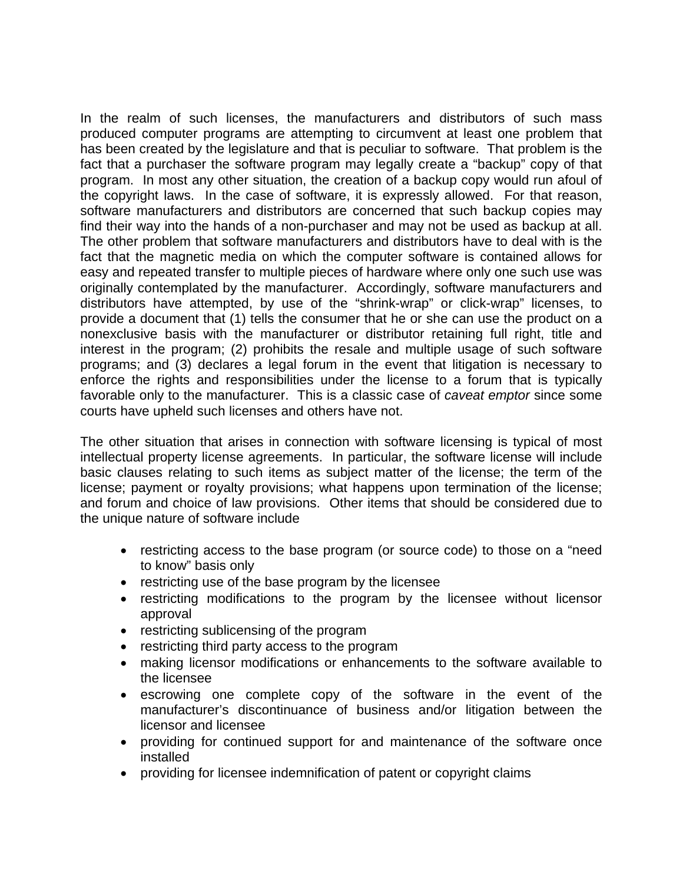In the realm of such licenses, the manufacturers and distributors of such mass produced computer programs are attempting to circumvent at least one problem that has been created by the legislature and that is peculiar to software. That problem is the fact that a purchaser the software program may legally create a "backup" copy of that program. In most any other situation, the creation of a backup copy would run afoul of the copyright laws. In the case of software, it is expressly allowed. For that reason, software manufacturers and distributors are concerned that such backup copies may find their way into the hands of a non-purchaser and may not be used as backup at all. The other problem that software manufacturers and distributors have to deal with is the fact that the magnetic media on which the computer software is contained allows for easy and repeated transfer to multiple pieces of hardware where only one such use was originally contemplated by the manufacturer. Accordingly, software manufacturers and distributors have attempted, by use of the "shrink-wrap" or click-wrap" licenses, to provide a document that (1) tells the consumer that he or she can use the product on a nonexclusive basis with the manufacturer or distributor retaining full right, title and interest in the program; (2) prohibits the resale and multiple usage of such software programs; and (3) declares a legal forum in the event that litigation is necessary to enforce the rights and responsibilities under the license to a forum that is typically favorable only to the manufacturer. This is a classic case of *caveat emptor* since some courts have upheld such licenses and others have not.

The other situation that arises in connection with software licensing is typical of most intellectual property license agreements. In particular, the software license will include basic clauses relating to such items as subject matter of the license; the term of the license; payment or royalty provisions; what happens upon termination of the license; and forum and choice of law provisions. Other items that should be considered due to the unique nature of software include

- restricting access to the base program (or source code) to those on a "need to know" basis only
- restricting use of the base program by the licensee
- restricting modifications to the program by the licensee without licensor approval
- restricting sublicensing of the program
- restricting third party access to the program
- making licensor modifications or enhancements to the software available to the licensee
- escrowing one complete copy of the software in the event of the manufacturer's discontinuance of business and/or litigation between the licensor and licensee
- providing for continued support for and maintenance of the software once installed
- providing for licensee indemnification of patent or copyright claims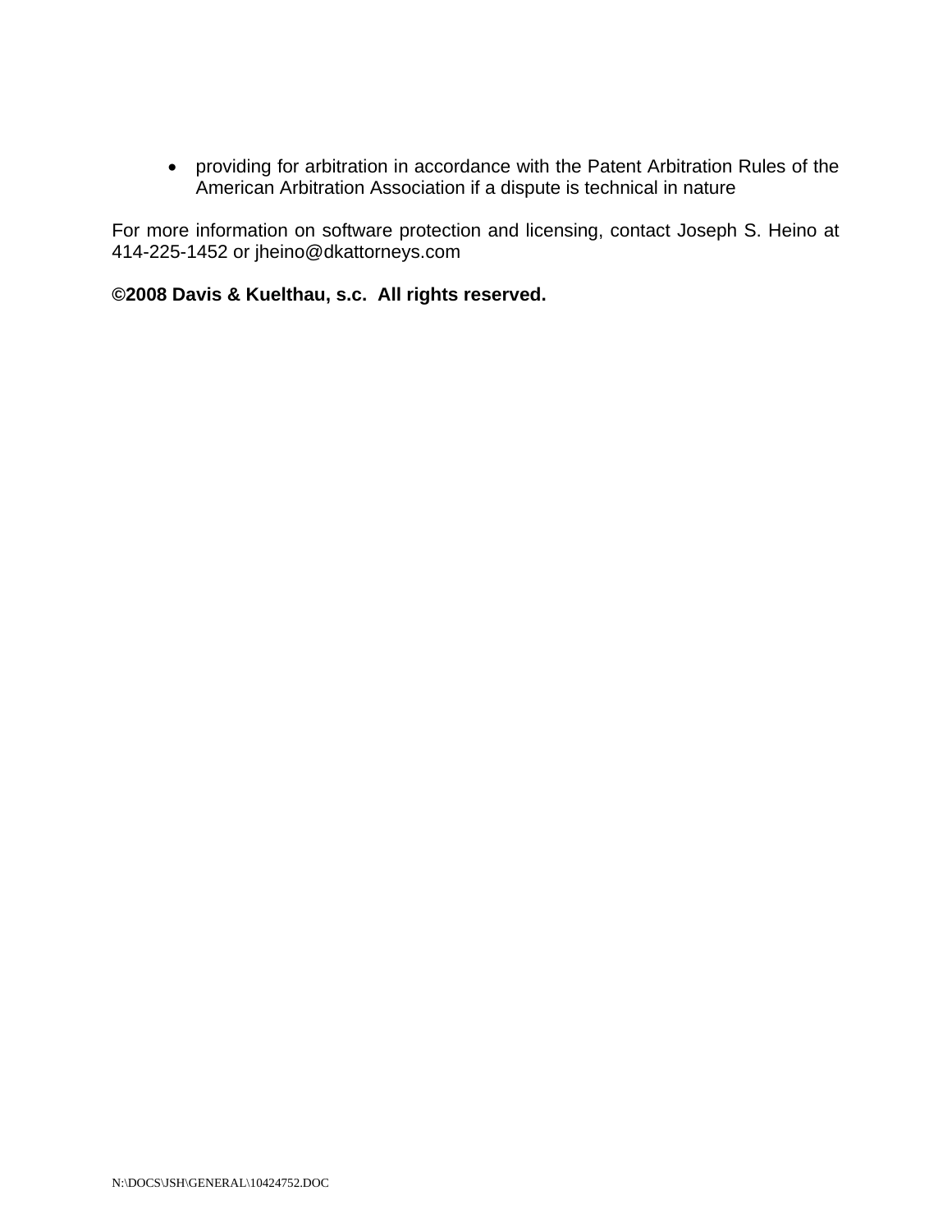- providing for arbitration in accordance with the Patent Arbitration Rules of the American Arbitration Association if a dispute is technical in nature

For more information on software protection and licensing, contact Joseph S. Heino at 414-225-1452 or jheino@dkattorneys.com

**©2008 Davis & Kuelthau, s.c. All rights reserved.**

N:\DOCS\JSH\GENERAL\10424752.DOC